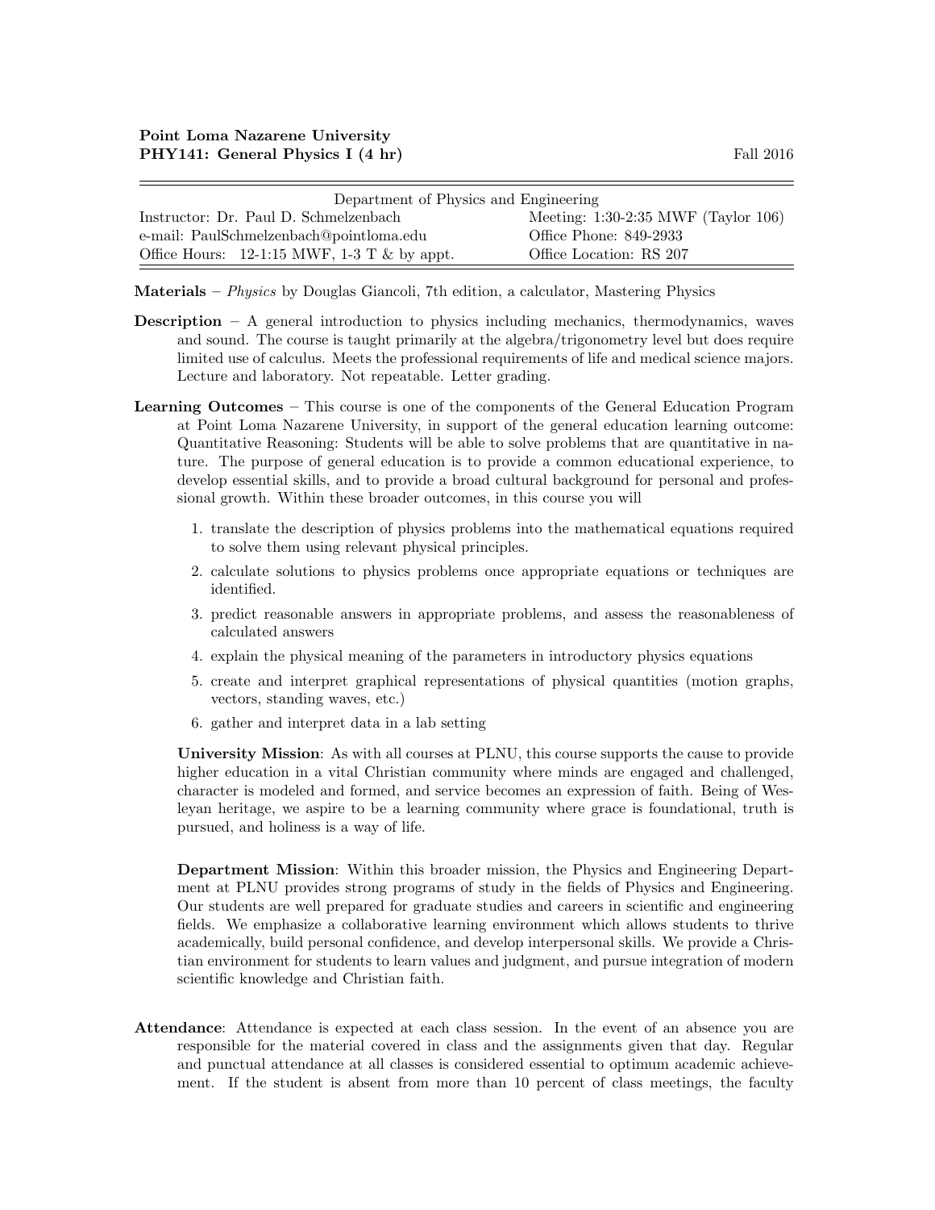**Point Loma Nazarene University**
**PHY141: General Physics I (4 hr)** Fall 2016

| Department of Physics and Engineering | |
|---|---|
| Instructor: Dr. Paul D. Schmelzenbach | Meeting: 1:30-2:35 MWF (Taylor 106) |
| e-mail: PaulSchmelzenbach@pointloma.edu | Office Phone: 849-2933 |
| Office Hours: 12-1:15 MWF, 1-3 T & by appt. | Office Location: RS 207 |

**Materials** – *Physics* by Douglas Giancoli, 7th edition, a calculator, Mastering Physics

**Description** – A general introduction to physics including mechanics, thermodynamics, waves and sound. The course is taught primarily at the algebra/trigonometry level but does require limited use of calculus. Meets the professional requirements of life and medical science majors. Lecture and laboratory. Not repeatable. Letter grading.

**Learning Outcomes** – This course is one of the components of the General Education Program at Point Loma Nazarene University, in support of the general education learning outcome: Quantitative Reasoning: Students will be able to solve problems that are quantitative in nature. The purpose of general education is to provide a common educational experience, to develop essential skills, and to provide a broad cultural background for personal and professional growth. Within these broader outcomes, in this course you will

1. translate the description of physics problems into the mathematical equations required to solve them using relevant physical principles.
2. calculate solutions to physics problems once appropriate equations or techniques are identified.
3. predict reasonable answers in appropriate problems, and assess the reasonableness of calculated answers
4. explain the physical meaning of the parameters in introductory physics equations
5. create and interpret graphical representations of physical quantities (motion graphs, vectors, standing waves, etc.)
6. gather and interpret data in a lab setting

**University Mission**: As with all courses at PLNU, this course supports the cause to provide higher education in a vital Christian community where minds are engaged and challenged, character is modeled and formed, and service becomes an expression of faith. Being of Wesleyan heritage, we aspire to be a learning community where grace is foundational, truth is pursued, and holiness is a way of life.

**Department Mission**: Within this broader mission, the Physics and Engineering Department at PLNU provides strong programs of study in the fields of Physics and Engineering. Our students are well prepared for graduate studies and careers in scientific and engineering fields. We emphasize a collaborative learning environment which allows students to thrive academically, build personal confidence, and develop interpersonal skills. We provide a Christian environment for students to learn values and judgment, and pursue integration of modern scientific knowledge and Christian faith.

**Attendance**: Attendance is expected at each class session. In the event of an absence you are responsible for the material covered in class and the assignments given that day. Regular and punctual attendance at all classes is considered essential to optimum academic achievement. If the student is absent from more than 10 percent of class meetings, the faculty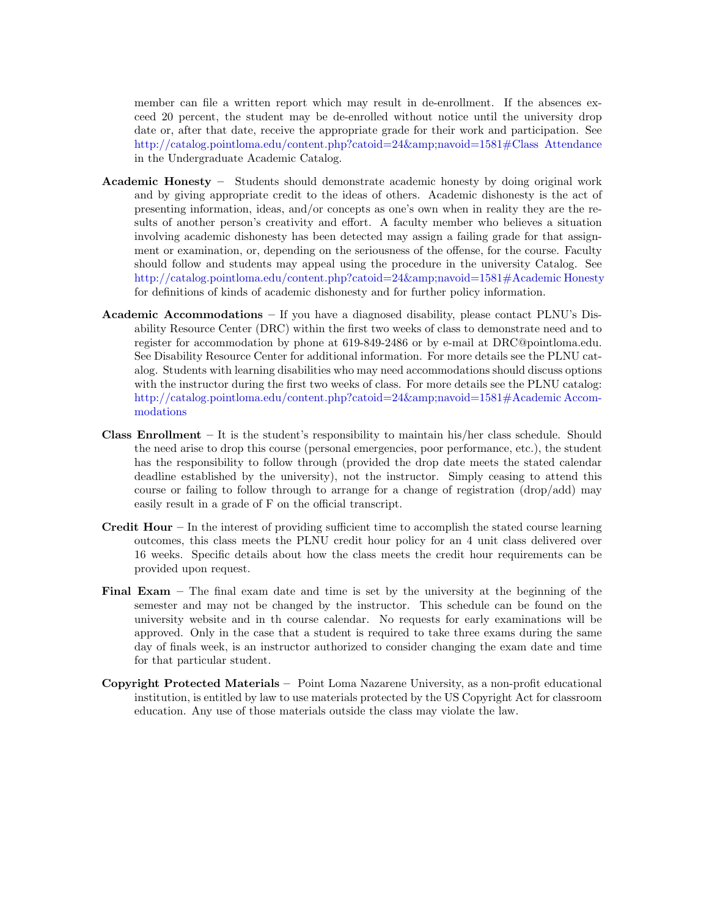member can file a written report which may result in de-enrollment. If the absences exceed 20 percent, the student may be de-enrolled without notice until the university drop date or, after that date, receive the appropriate grade for their work and participation. See http://catalog.pointloma.edu/content.php?catoid=24&amp;navoid=1581#Class Attendance in the Undergraduate Academic Catalog.

**Academic Honesty** – Students should demonstrate academic honesty by doing original work and by giving appropriate credit to the ideas of others. Academic dishonesty is the act of presenting information, ideas, and/or concepts as one's own when in reality they are the results of another person's creativity and effort. A faculty member who believes a situation involving academic dishonesty has been detected may assign a failing grade for that assignment or examination, or, depending on the seriousness of the offense, for the course. Faculty should follow and students may appeal using the procedure in the university Catalog. See http://catalog.pointloma.edu/content.php?catoid=24&amp;navoid=1581#Academic Honesty for definitions of kinds of academic dishonesty and for further policy information.

**Academic Accommodations** – If you have a diagnosed disability, please contact PLNU's Disability Resource Center (DRC) within the first two weeks of class to demonstrate need and to register for accommodation by phone at 619-849-2486 or by e-mail at DRC@pointloma.edu. See Disability Resource Center for additional information. For more details see the PLNU catalog. Students with learning disabilities who may need accommodations should discuss options with the instructor during the first two weeks of class. For more details see the PLNU catalog: http://catalog.pointloma.edu/content.php?catoid=24&amp;navoid=1581#Academic Accommodations

**Class Enrollment** – It is the student's responsibility to maintain his/her class schedule. Should the need arise to drop this course (personal emergencies, poor performance, etc.), the student has the responsibility to follow through (provided the drop date meets the stated calendar deadline established by the university), not the instructor. Simply ceasing to attend this course or failing to follow through to arrange for a change of registration (drop/add) may easily result in a grade of F on the official transcript.

**Credit Hour** – In the interest of providing sufficient time to accomplish the stated course learning outcomes, this class meets the PLNU credit hour policy for an 4 unit class delivered over 16 weeks. Specific details about how the class meets the credit hour requirements can be provided upon request.

**Final Exam** – The final exam date and time is set by the university at the beginning of the semester and may not be changed by the instructor. This schedule can be found on the university website and in th course calendar. No requests for early examinations will be approved. Only in the case that a student is required to take three exams during the same day of finals week, is an instructor authorized to consider changing the exam date and time for that particular student.

**Copyright Protected Materials** – Point Loma Nazarene University, as a non-profit educational institution, is entitled by law to use materials protected by the US Copyright Act for classroom education. Any use of those materials outside the class may violate the law.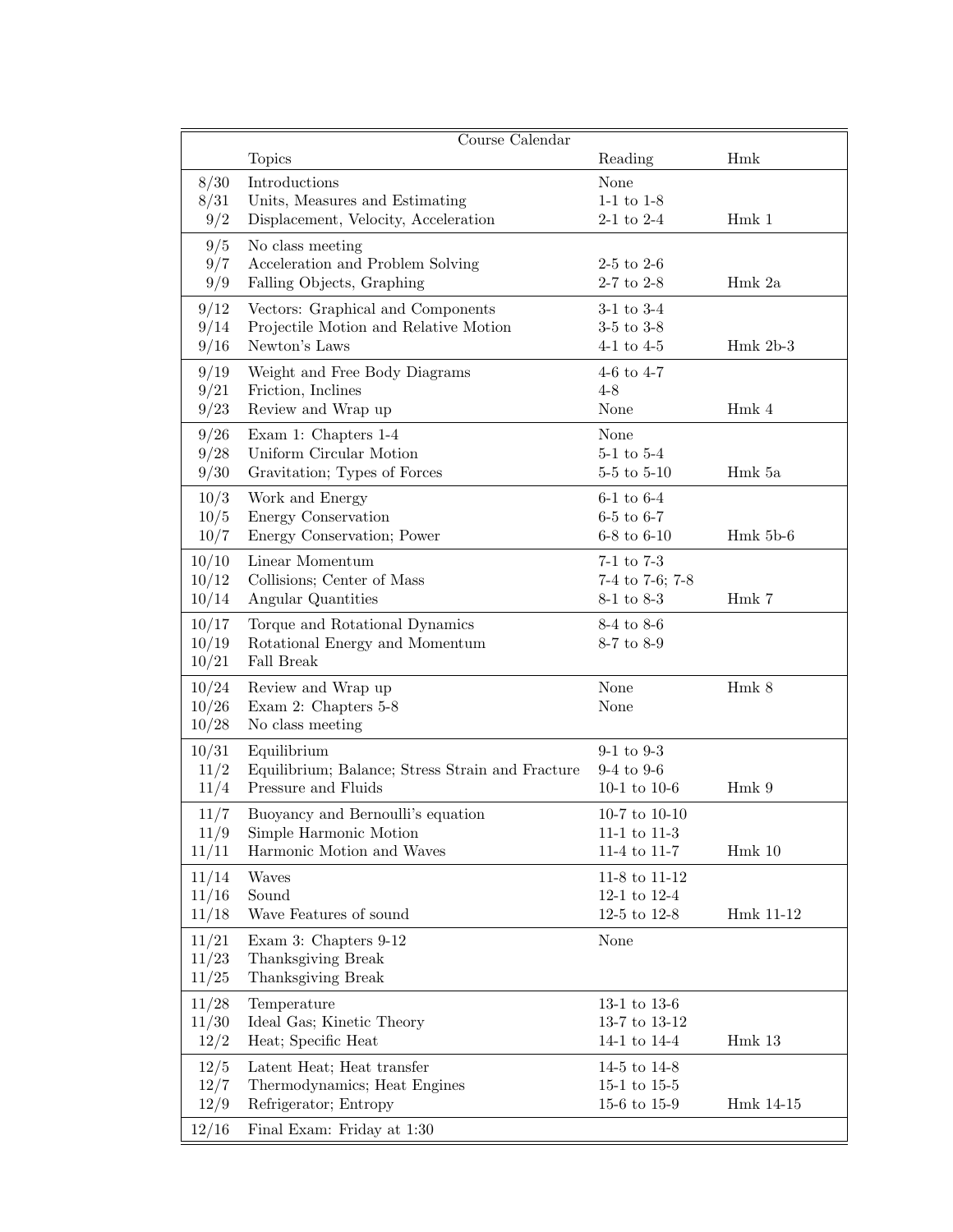| Course Calendar | | | |
|---|---|---|---|
| | Topics | Reading | Hmk |
| 8/30 | Introductions | None | |
| 8/31 | Units, Measures and Estimating | 1-1 to 1-8 | |
| 9/2 | Displacement, Velocity, Acceleration | 2-1 to 2-4 | Hmk 1 |
| 9/5 | No class meeting | | |
| 9/7 | Acceleration and Problem Solving | 2-5 to 2-6 | |
| 9/9 | Falling Objects, Graphing | 2-7 to 2-8 | Hmk 2a |
| 9/12 | Vectors: Graphical and Components | 3-1 to 3-4 | |
| 9/14 | Projectile Motion and Relative Motion | 3-5 to 3-8 | |
| 9/16 | Newton's Laws | 4-1 to 4-5 | Hmk 2b-3 |
| 9/19 | Weight and Free Body Diagrams | 4-6 to 4-7 | |
| 9/21 | Friction, Inclines | 4-8 | |
| 9/23 | Review and Wrap up | None | Hmk 4 |
| 9/26 | Exam 1: Chapters 1-4 | None | |
| 9/28 | Uniform Circular Motion | 5-1 to 5-4 | |
| 9/30 | Gravitation; Types of Forces | 5-5 to 5-10 | Hmk 5a |
| 10/3 | Work and Energy | 6-1 to 6-4 | |
| 10/5 | Energy Conservation | 6-5 to 6-7 | |
| 10/7 | Energy Conservation; Power | 6-8 to 6-10 | Hmk 5b-6 |
| 10/10 | Linear Momentum | 7-1 to 7-3 | |
| 10/12 | Collisions; Center of Mass | 7-4 to 7-6; 7-8 | |
| 10/14 | Angular Quantities | 8-1 to 8-3 | Hmk 7 |
| 10/17 | Torque and Rotational Dynamics | 8-4 to 8-6 | |
| 10/19 | Rotational Energy and Momentum | 8-7 to 8-9 | |
| 10/21 | Fall Break | | |
| 10/24 | Review and Wrap up | None | Hmk 8 |
| 10/26 | Exam 2: Chapters 5-8 | None | |
| 10/28 | No class meeting | | |
| 10/31 | Equilibrium | 9-1 to 9-3 | |
| 11/2 | Equilibrium; Balance; Stress Strain and Fracture | 9-4 to 9-6 | |
| 11/4 | Pressure and Fluids | 10-1 to 10-6 | Hmk 9 |
| 11/7 | Buoyancy and Bernoulli's equation | 10-7 to 10-10 | |
| 11/9 | Simple Harmonic Motion | 11-1 to 11-3 | |
| 11/11 | Harmonic Motion and Waves | 11-4 to 11-7 | Hmk 10 |
| 11/14 | Waves | 11-8 to 11-12 | |
| 11/16 | Sound | 12-1 to 12-4 | |
| 11/18 | Wave Features of sound | 12-5 to 12-8 | Hmk 11-12 |
| 11/21 | Exam 3: Chapters 9-12 | None | |
| 11/23 | Thanksgiving Break | | |
| 11/25 | Thanksgiving Break | | |
| 11/28 | Temperature | 13-1 to 13-6 | |
| 11/30 | Ideal Gas; Kinetic Theory | 13-7 to 13-12 | |
| 12/2 | Heat; Specific Heat | 14-1 to 14-4 | Hmk 13 |
| 12/5 | Latent Heat; Heat transfer | 14-5 to 14-8 | |
| 12/7 | Thermodynamics; Heat Engines | 15-1 to 15-5 | |
| 12/9 | Refrigerator; Entropy | 15-6 to 15-9 | Hmk 14-15 |
| 12/16 | Final Exam: Friday at 1:30 | | |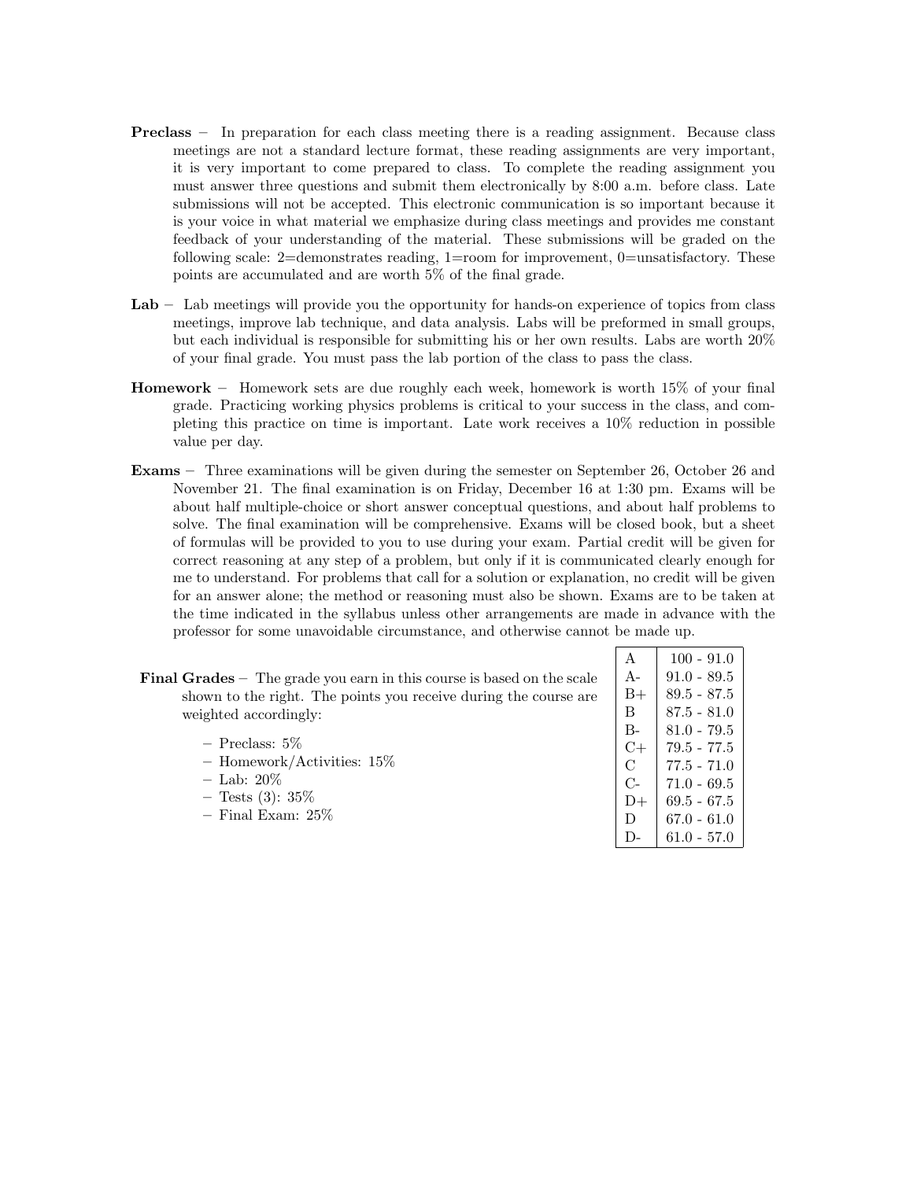**Preclass** – In preparation for each class meeting there is a reading assignment. Because class meetings are not a standard lecture format, these reading assignments are very important, it is very important to come prepared to class. To complete the reading assignment you must answer three questions and submit them electronically by 8:00 a.m. before class. Late submissions will not be accepted. This electronic communication is so important because it is your voice in what material we emphasize during class meetings and provides me constant feedback of your understanding of the material. These submissions will be graded on the following scale: 2=demonstrates reading, 1=room for improvement, 0=unsatisfactory. These points are accumulated and are worth 5% of the final grade.

**Lab** – Lab meetings will provide you the opportunity for hands-on experience of topics from class meetings, improve lab technique, and data analysis. Labs will be preformed in small groups, but each individual is responsible for submitting his or her own results. Labs are worth 20% of your final grade. You must pass the lab portion of the class to pass the class.

**Homework** – Homework sets are due roughly each week, homework is worth 15% of your final grade. Practicing working physics problems is critical to your success in the class, and completing this practice on time is important. Late work receives a 10% reduction in possible value per day.

**Exams** – Three examinations will be given during the semester on September 26, October 26 and November 21. The final examination is on Friday, December 16 at 1:30 pm. Exams will be about half multiple-choice or short answer conceptual questions, and about half problems to solve. The final examination will be comprehensive. Exams will be closed book, but a sheet of formulas will be provided to you to use during your exam. Partial credit will be given for correct reasoning at any step of a problem, but only if it is communicated clearly enough for me to understand. For problems that call for a solution or explanation, no credit will be given for an answer alone; the method or reasoning must also be shown. Exams are to be taken at the time indicated in the syllabus unless other arrangements are made in advance with the professor for some unavoidable circumstance, and otherwise cannot be made up.

**Final Grades** – The grade you earn in this course is based on the scale shown to the right. The points you receive during the course are weighted accordingly:

- Preclass: 5%
- Homework/Activities: 15%
- Lab: 20%
- Tests (3): 35%
- Final Exam: 25%

| | |
|---|---|
| A | 100 - 91.0 |
| A- | 91.0 - 89.5 |
| B+ | 89.5 - 87.5 |
| B | 87.5 - 81.0 |
| B- | 81.0 - 79.5 |
| C+ | 79.5 - 77.5 |
| C | 77.5 - 71.0 |
| C- | 71.0 - 69.5 |
| D+ | 69.5 - 67.5 |
| D | 67.0 - 61.0 |
| D- | 61.0 - 57.0 |